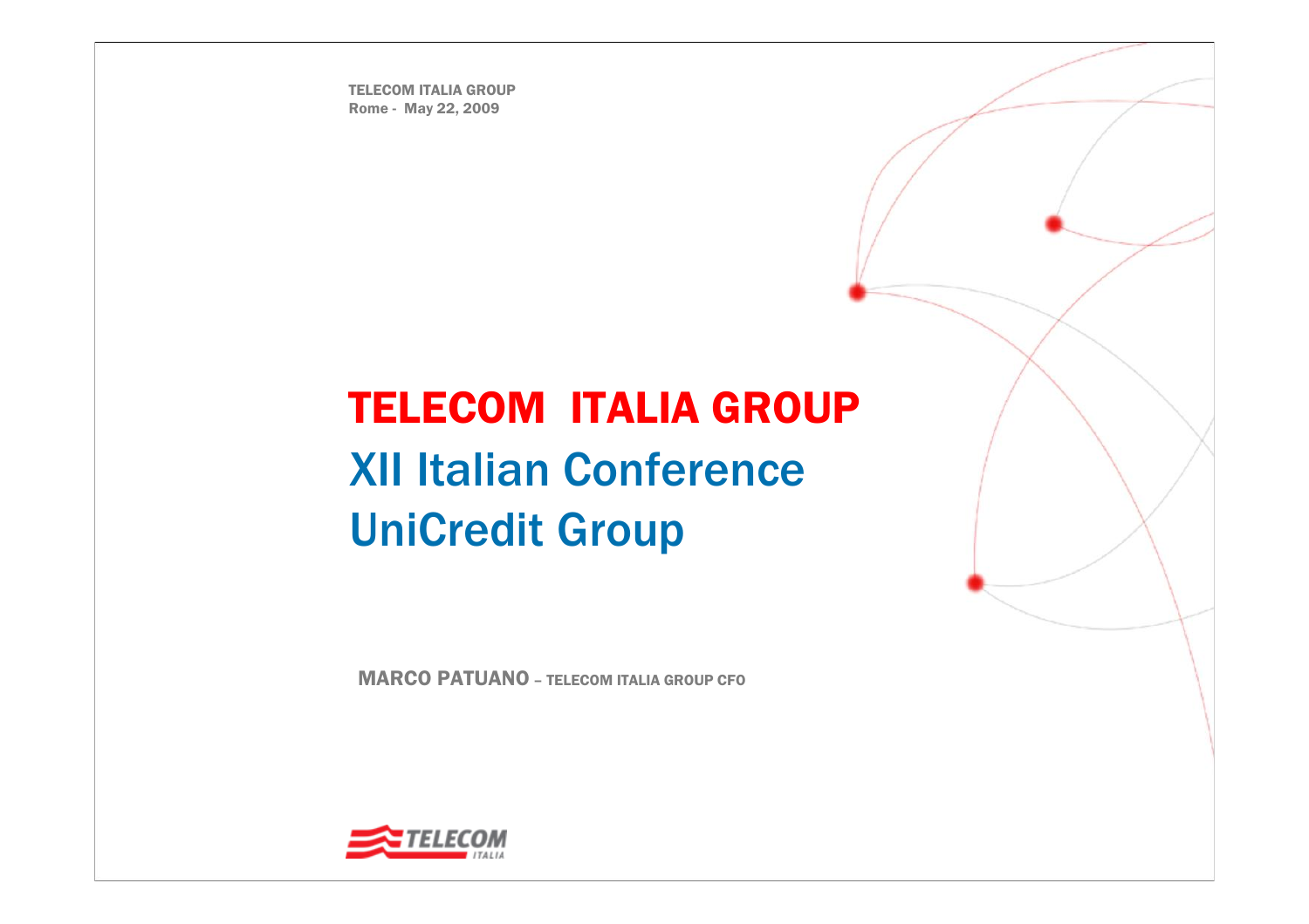TELECOM ITALIA GROUP
Rome - May 22, 2009

# TELECOM ITALIA GROUP

## XII Italian Conference

## UniCredit Group

MARCO PATUANO – TELECOM ITALIA GROUP CFO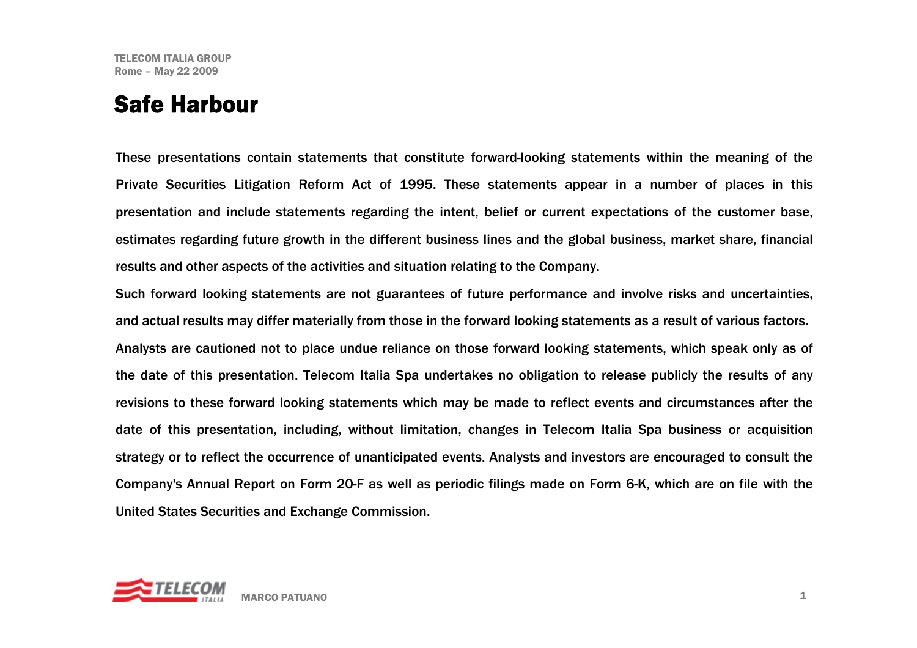# Safe Harbour

These presentations contain statements that constitute forward-looking statements within the meaning of the Private Securities Litigation Reform Act of 1995. These statements appear in a number of places in this presentation and include statements regarding the intent, belief or current expectations of the customer base, estimates regarding future growth in the different business lines and the global business, market share, financial results and other aspects of the activities and situation relating to the Company.

Such forward looking statements are not guarantees of future performance and involve risks and uncertainties, and actual results may differ materially from those in the forward looking statements as a result of various factors.

Analysts are cautioned not to place undue reliance on those forward looking statements, which speak only as of the date of this presentation. Telecom Italia Spa undertakes no obligation to release publicly the results of any revisions to these forward looking statements which may be made to reflect events and circumstances after the date of this presentation, including, without limitation, changes in Telecom Italia Spa business or acquisition strategy or to reflect the occurrence of unanticipated events. Analysts and investors are encouraged to consult the Company's Annual Report on Form 20-F as well as periodic filings made on Form 6-K, which are on file with the United States Securities and Exchange Commission.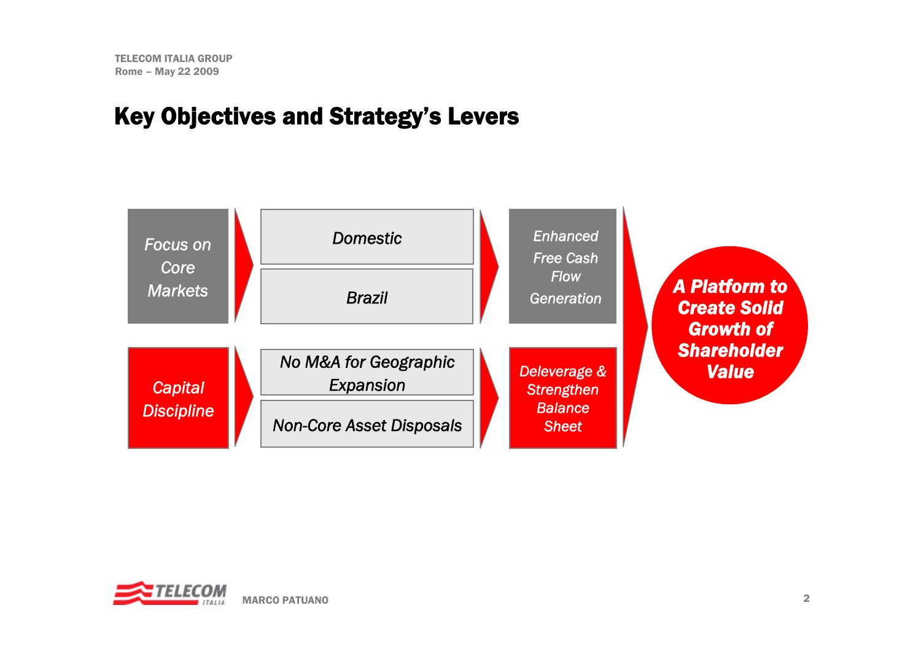# Key Objectives and Strategy's Levers

*Focus on Core Markets*
- *Domestic*
- *Brazil*

→ *Enhanced Free Cash Flow Generation*

*Capital Discipline*
- *No M&A for Geographic Expansion*
- *Non-Core Asset Disposals*

→ *Deleverage & Strengthen Balance Sheet*

→ ***A Platform to Create Solid Growth of Shareholder Value***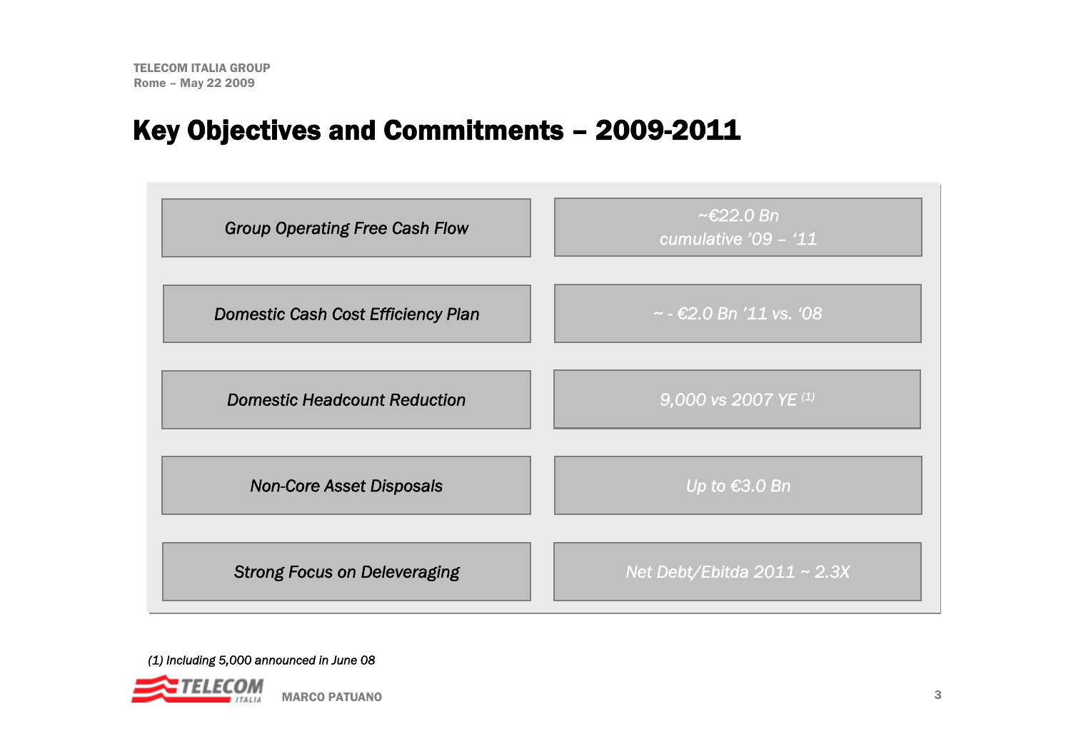# Key Objectives and Commitments – 2009-2011

| | |
|---|---|
| *Group Operating Free Cash Flow* | *~€22.0 Bn cumulative '09 – '11* |
| *Domestic Cash Cost Efficiency Plan* | *~ - €2.0 Bn '11 vs. '08* |
| *Domestic Headcount Reduction* | *9,000 vs 2007 YE [(1)]* |
| *Non-Core Asset Disposals* | *Up to €3.0 Bn* |
| *Strong Focus on Deleveraging* | *Net Debt/Ebitda 2011 ~ 2.3X* |

*(1) Including 5,000 announced in June 08*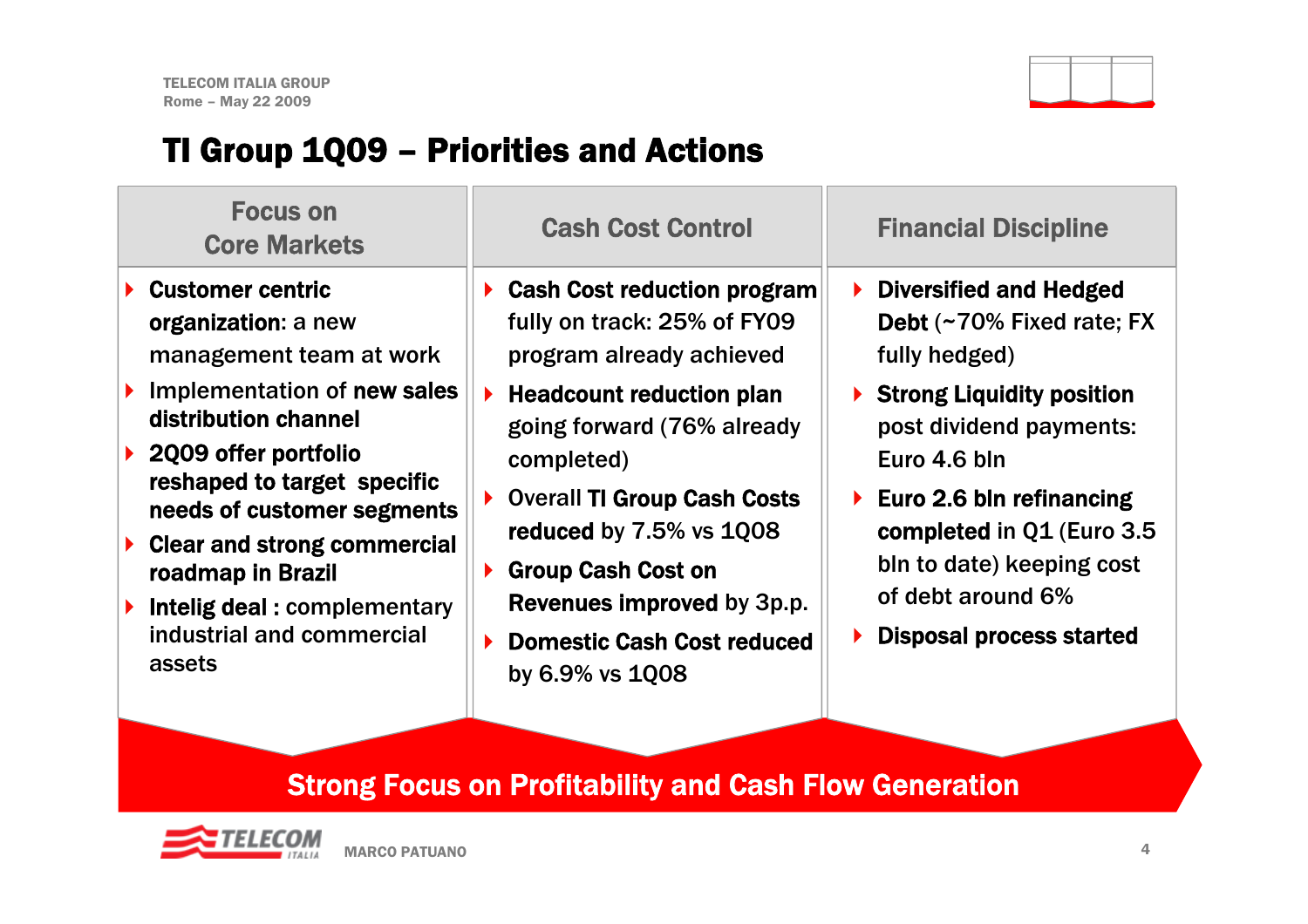# TI Group 1Q09 – Priorities and Actions

## Focus on Core Markets

- **Customer centric organization**: a new management team at work
- Implementation of **new sales distribution channel**
- **2Q09 offer portfolio reshaped to target specific needs of customer segments**
- **Clear and strong commercial roadmap in Brazil**
- **Intelig deal :** complementary industrial and commercial assets

## Cash Cost Control

- **Cash Cost reduction program** fully on track: 25% of FY09 program already achieved
- **Headcount reduction plan** going forward (76% already completed)
- Overall **TI Group Cash Costs reduced** by 7.5% vs 1Q08
- **Group Cash Cost on Revenues improved** by 3p.p.
- **Domestic Cash Cost reduced** by 6.9% vs 1Q08

## Financial Discipline

- **Diversified and Hedged Debt** (~70% Fixed rate; FX fully hedged)
- **Strong Liquidity position** post dividend payments: Euro 4.6 bln
- **Euro 2.6 bln refinancing completed** in Q1 (Euro 3.5 bln to date) keeping cost of debt around 6%
- **Disposal process started**

**Strong Focus on Profitability and Cash Flow Generation**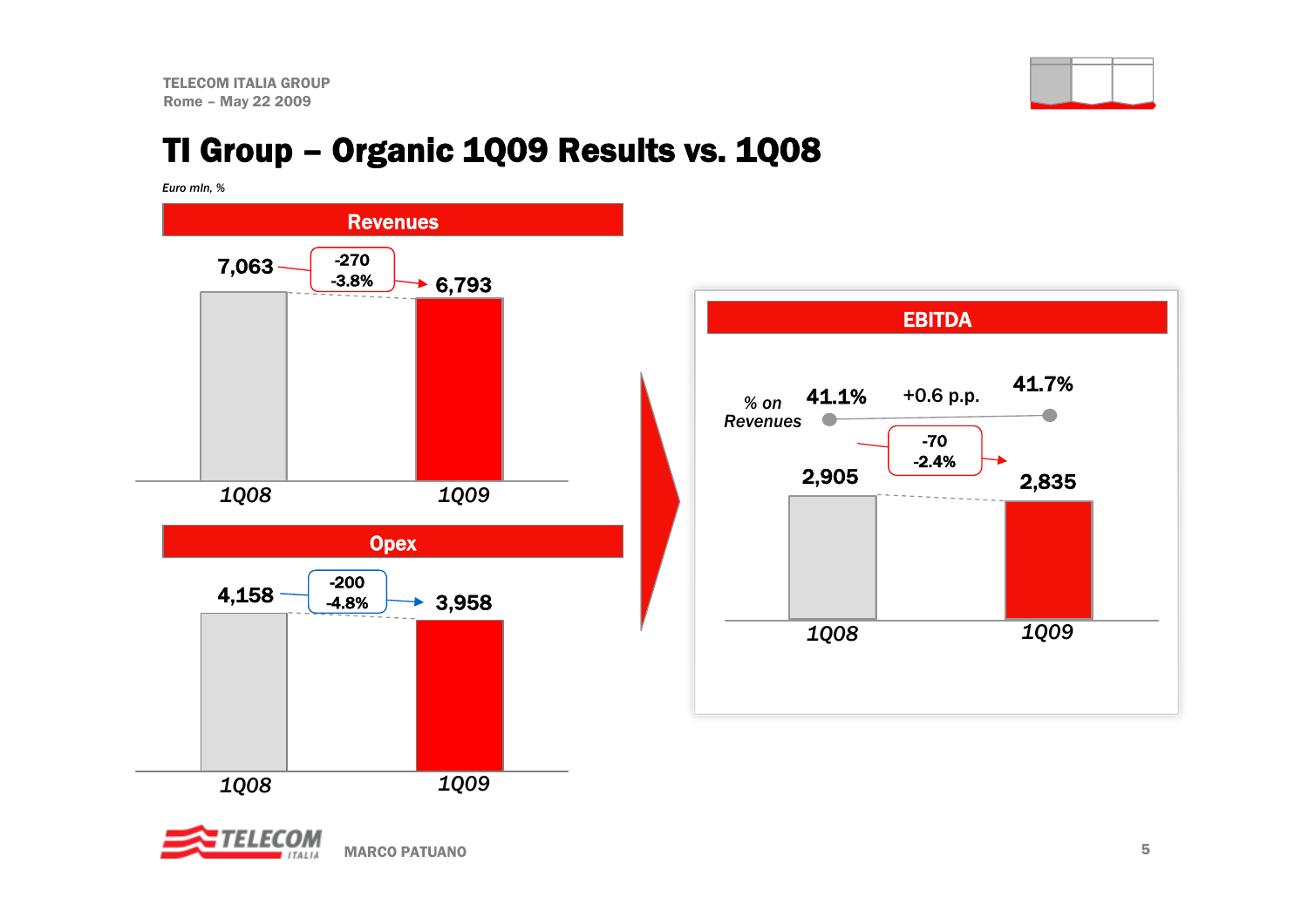# TI Group – Organic 1Q09 Results vs. 1Q08

*Euro mln, %*

## Revenues

| | 1Q08 | 1Q09 | Change |
|---|---|---|---|
| Revenues | 7,063 | 6,793 | -270 / -3.8% |

## Opex

| | 1Q08 | 1Q09 | Change |
|---|---|---|---|
| Opex | 4,158 | 3,958 | -200 / -4.8% |

## EBITDA

| | 1Q08 | 1Q09 | Change |
|---|---|---|---|
| EBITDA | 2,905 | 2,835 | -70 / -2.4% |
| % on Revenues | 41.1% | 41.7% | +0.6 p.p. |

MARCO PATUANO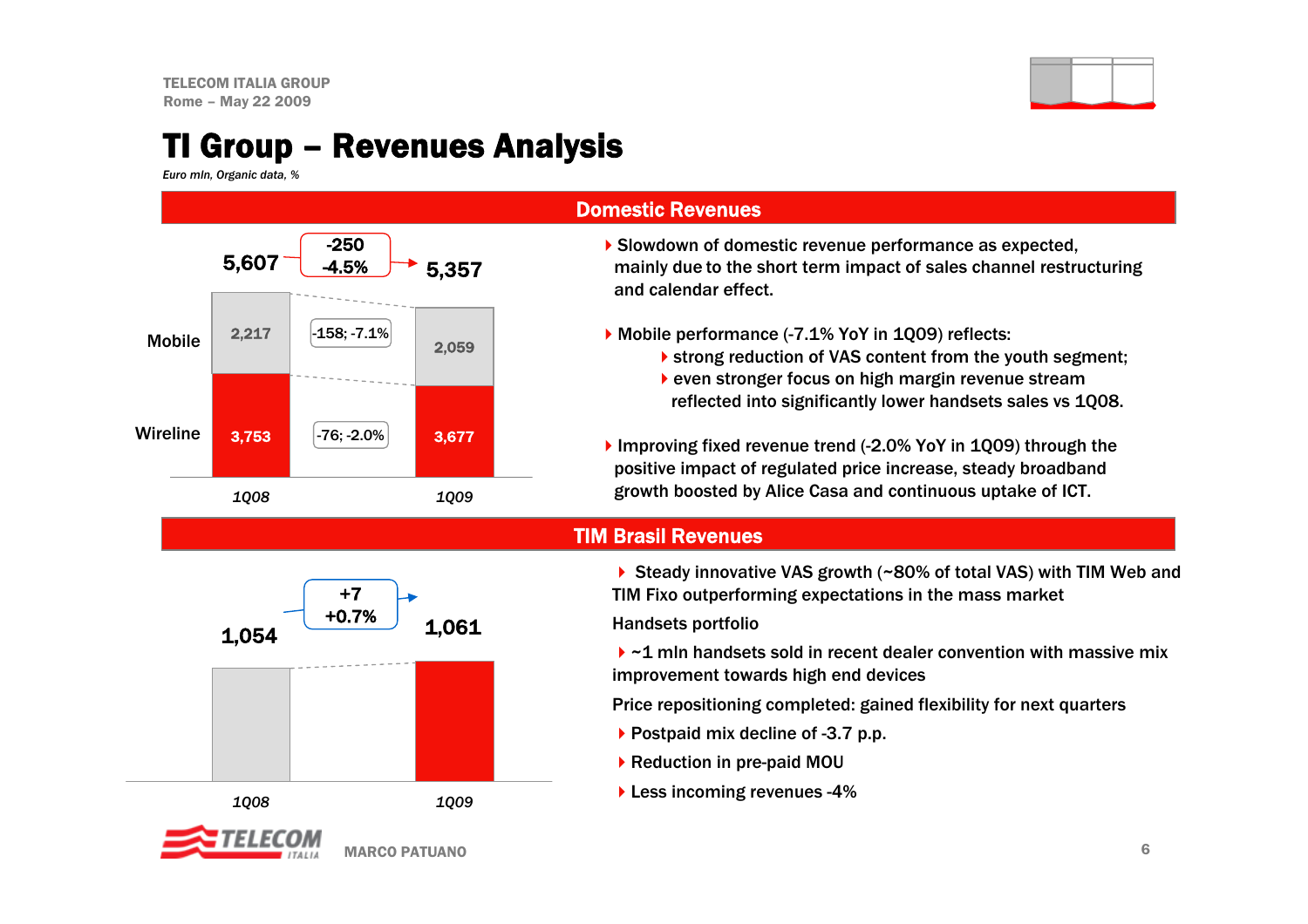# TI Group – Revenues Analysis

*Euro mln, Organic data, %*

## Domestic Revenues

| | 1Q08 | Change | 1Q09 |
|---|---|---|---|
| Mobile | 2,217 | -158; -7.1% | 2,059 |
| Wireline | 3,753 | -76; -2.0% | 3,677 |
| Total | 5,607 | -250; -4.5% | 5,357 |

- Slowdown of domestic revenue performance as expected, mainly due to the short term impact of sales channel restructuring and calendar effect.
- Mobile performance (-7.1% YoY in 1Q09) reflects:
  - strong reduction of VAS content from the youth segment;
  - even stronger focus on high margin revenue stream reflected into significantly lower handsets sales vs 1Q08.
- Improving fixed revenue trend (-2.0% YoY in 1Q09) through the positive impact of regulated price increase, steady broadband growth boosted by Alice Casa and continuous uptake of ICT.

## TIM Brasil Revenues

| | 1Q08 | Change | 1Q09 |
|---|---|---|---|
| Revenues | 1,054 | +7; +0.7% | 1,061 |

- Steady innovative VAS growth (~80% of total VAS) with TIM Web and TIM Fixo outperforming expectations in the mass market

Handsets portfolio

- ~1 mln handsets sold in recent dealer convention with massive mix improvement towards high end devices

Price repositioning completed: gained flexibility for next quarters

- Postpaid mix decline of -3.7 p.p.
- Reduction in pre-paid MOU
- Less incoming revenues -4%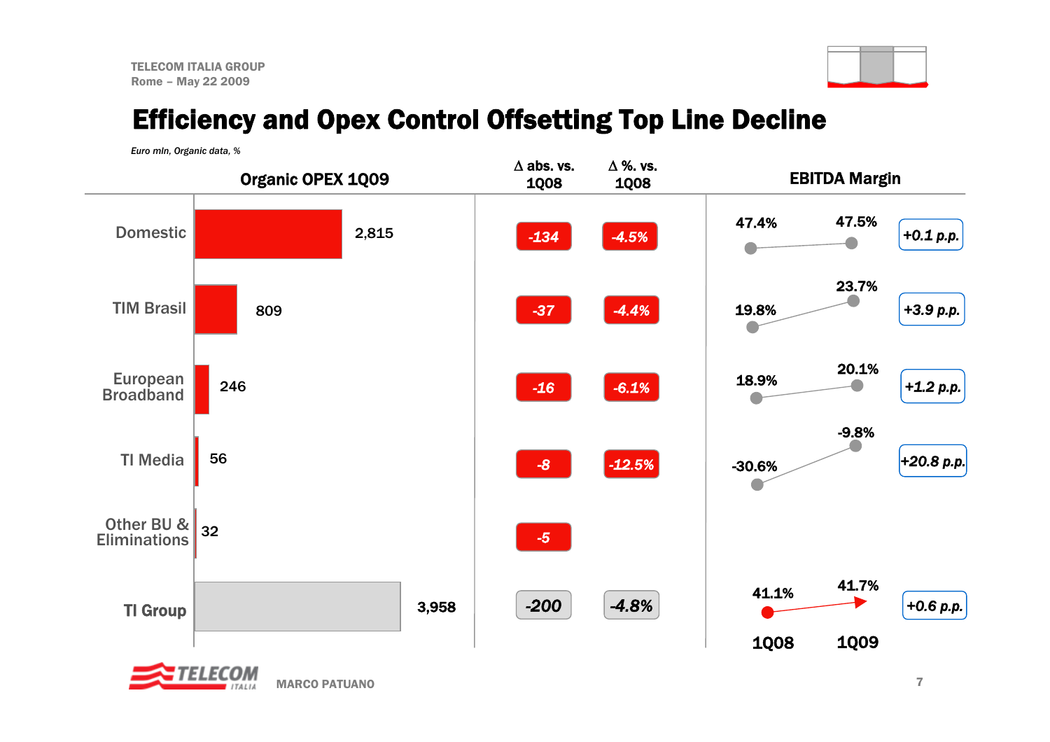# Efficiency and Opex Control Offsetting Top Line Decline

*Euro mln, Organic data, %*

| | Organic OPEX 1Q09 | Δ abs. vs. 1Q08 | Δ %. vs. 1Q08 | EBITDA Margin 1Q08 | EBITDA Margin 1Q09 | Change |
|---|---|---|---|---|---|---|
| Domestic | 2,815 | -134 | -4.5% | 47.4% | 47.5% | +0.1 p.p. |
| TIM Brasil | 809 | -37 | -4.4% | 19.8% | 23.7% | +3.9 p.p. |
| European Broadband | 246 | -16 | -6.1% | 18.9% | 20.1% | +1.2 p.p. |
| TI Media | 56 | -8 | -12.5% | -30.6% | -9.8% | +20.8 p.p. |
| Other BU & Eliminations | 32 | -5 | | | | |
| TI Group | 3,958 | -200 | -4.8% | 41.1% | 41.7% | +0.6 p.p. |

MARCO PATUANO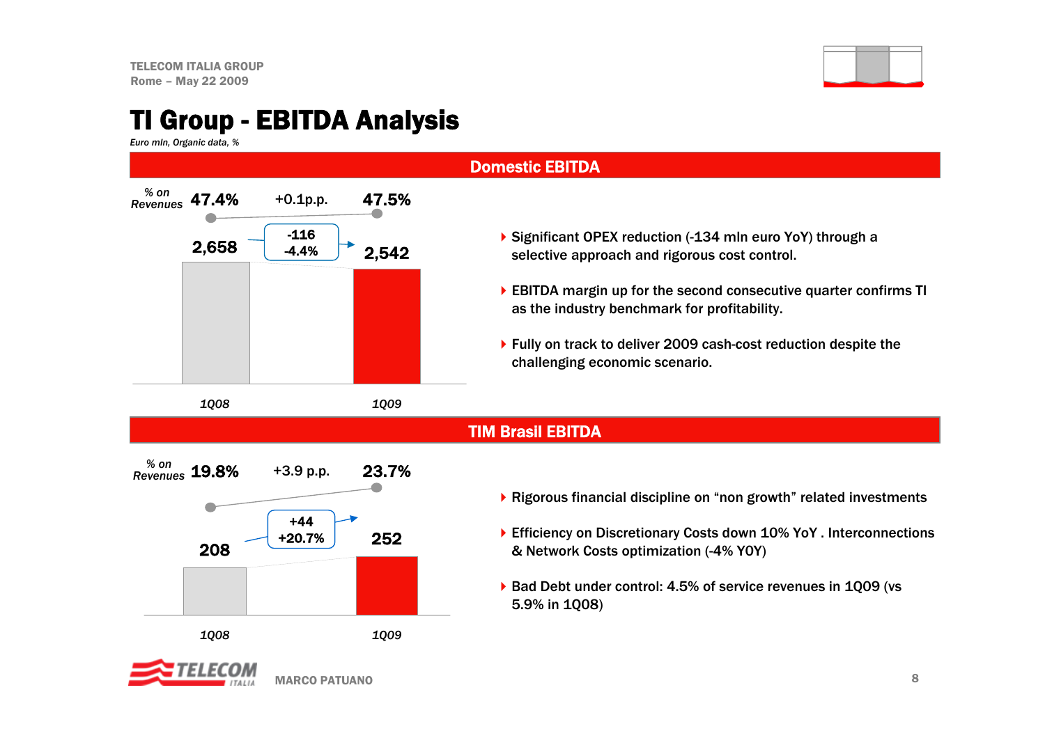# TI Group - EBITDA Analysis

*Euro mln, Organic data, %*

## Domestic EBITDA

| | 1Q08 | Change | 1Q09 |
|---|---|---|---|
| % on Revenues | 47.4% | +0.1p.p. | 47.5% |
| EBITDA | 2,658 | -116 / -4.4% | 2,542 |

- Significant OPEX reduction (-134 mln euro YoY) through a selective approach and rigorous cost control.
- EBITDA margin up for the second consecutive quarter confirms TI as the industry benchmark for profitability.
- Fully on track to deliver 2009 cash-cost reduction despite the challenging economic scenario.

## TIM Brasil EBITDA

| | 1Q08 | Change | 1Q09 |
|---|---|---|---|
| % on Revenues | 19.8% | +3.9 p.p. | 23.7% |
| EBITDA | 208 | +44 / +20.7% | 252 |

- Rigorous financial discipline on "non growth" related investments
- Efficiency on Discretionary Costs down 10% YoY . Interconnections & Network Costs optimization (-4% YOY)
- Bad Debt under control: 4.5% of service revenues in 1Q09 (vs 5.9% in 1Q08)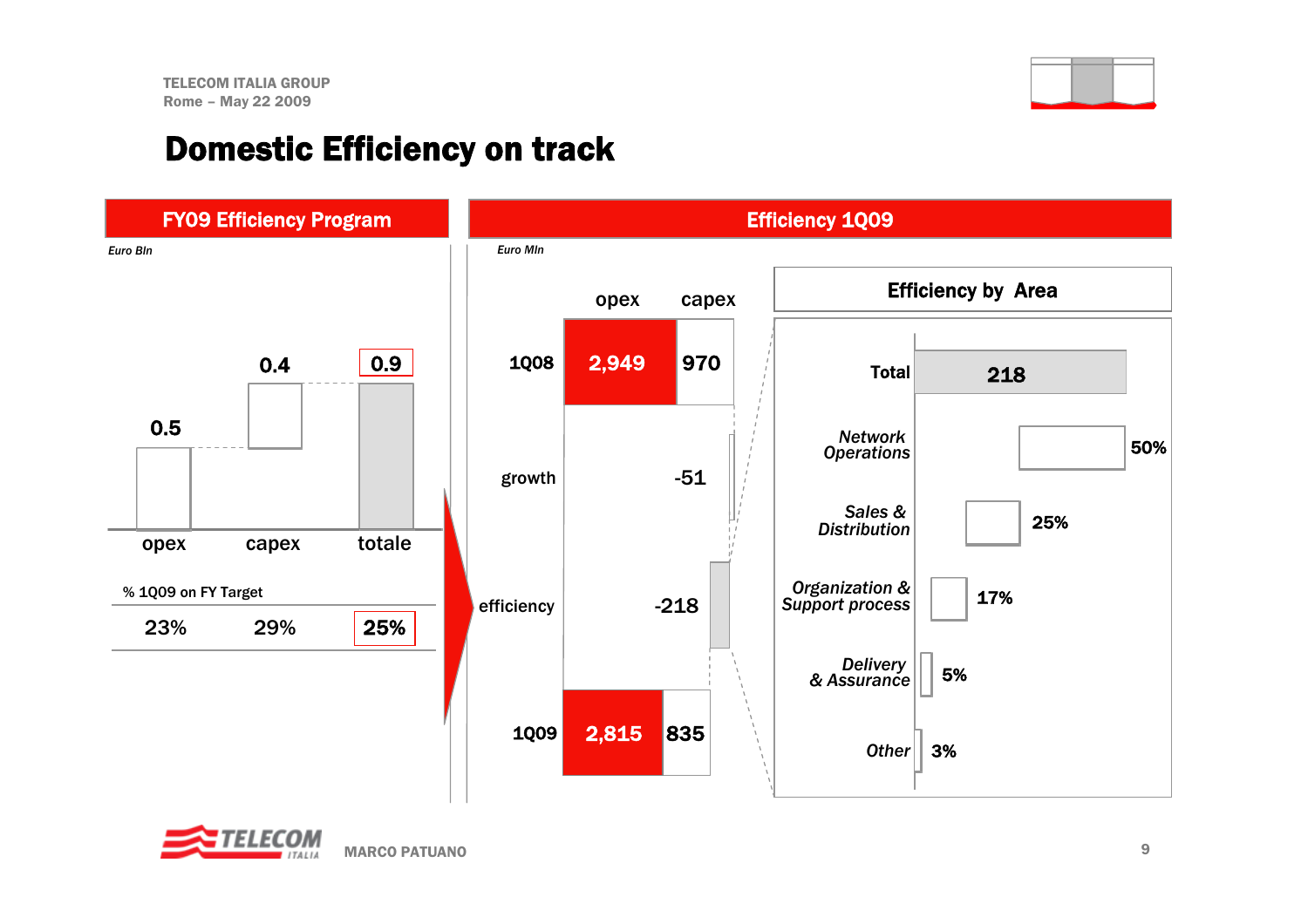# Domestic Efficiency on track

## FY09 Efficiency Program

*Euro Bln*

| | opex | capex | totale |
|---|---|---|---|
| Euro Bln | 0.5 | 0.4 | 0.9 |
| % 1Q09 on FY Target | 23% | 29% | 25% |

## Efficiency 1Q09

*Euro Mln*

| | opex | capex |
|---|---|---|
| 1Q08 | 2,949 | 970 |
| growth | | -51 |
| efficiency | | -218 |
| 1Q09 | 2,815 | 835 |

### Efficiency by Area

| Area | |
|---|---|
| Total | 218 |
| *Network Operations* | 50% |
| *Sales & Distribution* | 25% |
| *Organization & Support process* | 17% |
| *Delivery & Assurance* | 5% |
| *Other* | 3% |

MARCO PATUANO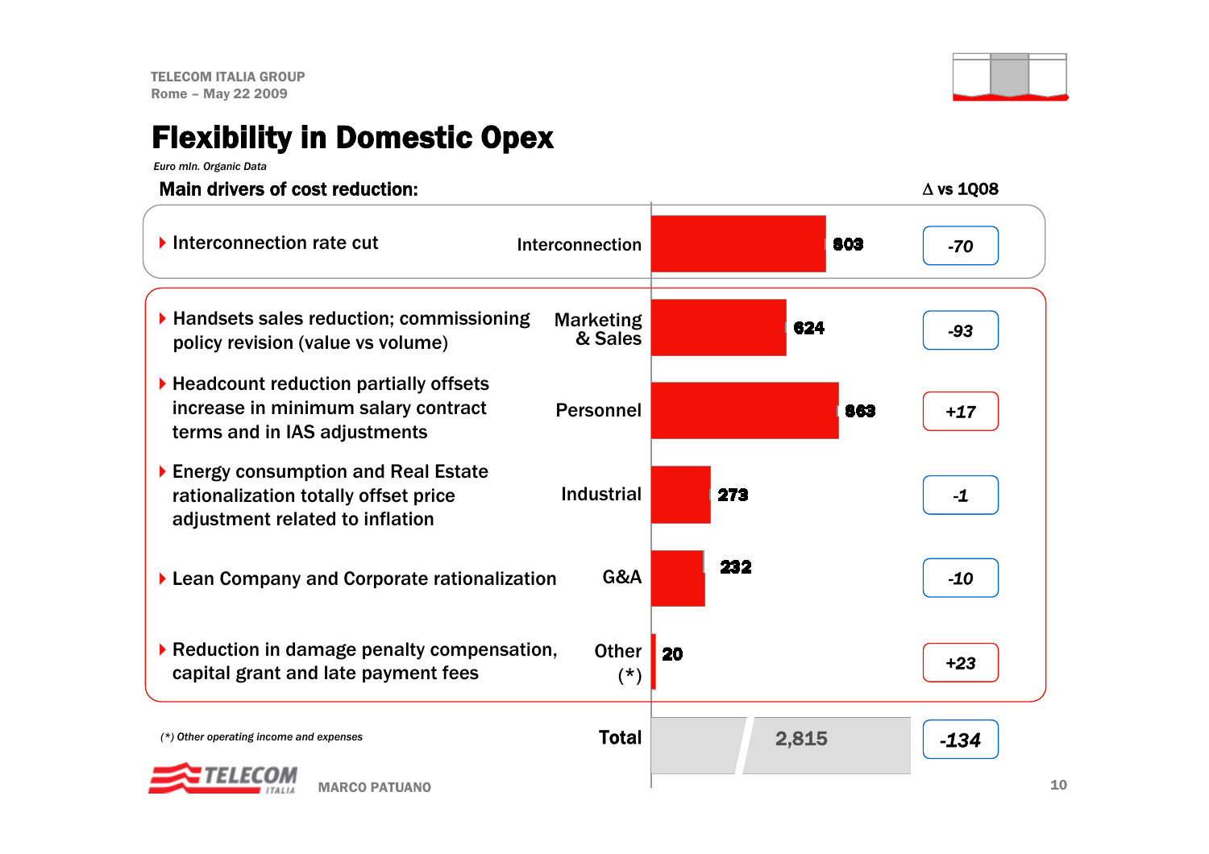# Flexibility in Domestic Opex

*Euro mln. Organic Data*

**Main drivers of cost reduction:**

| Main drivers of cost reduction | Item | Value | Δ vs 1Q08 |
|---|---|---|---|
| Interconnection rate cut | Interconnection | 803 | -70 |
| Handsets sales reduction; commissioning policy revision (value vs volume) | Marketing & Sales | 624 | -93 |
| Headcount reduction partially offsets increase in minimum salary contract terms and in IAS adjustments | Personnel | 863 | +17 |
| Energy consumption and Real Estate rationalization totally offset price adjustment related to inflation | Industrial | 273 | -1 |
| Lean Company and Corporate rationalization | G&A | 232 | -10 |
| Reduction in damage penalty compensation, capital grant and late payment fees | Other (*) | 20 | +23 |
| | **Total** | 2,815 | -134 |

*(*) Other operating income and expenses*

MARCO PATUANO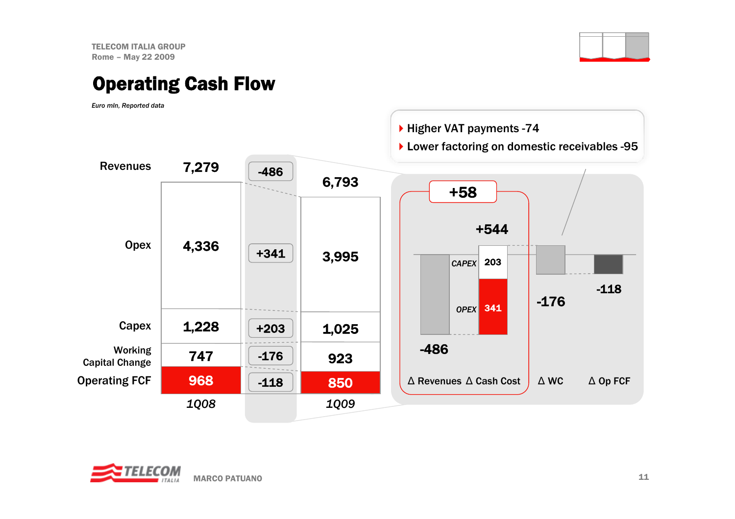# Operating Cash Flow

*Euro mln, Reported data*

| | 1Q08 | Δ | 1Q09 |
|---|---|---|---|
| Revenues | 7,279 | -486 | 6,793 |
| Opex | 4,336 | +341 | 3,995 |
| Capex | 1,228 | +203 | 1,025 |
| Working Capital Change | 747 | -176 | 923 |
| Operating FCF | 968 | -118 | 850 |

| Δ Revenues | Δ Cash Cost | Δ WC | Δ Op FCF |
|---|---|---|---|
| -486 | +544 (CAPEX 203, OPEX 341) | -176 | -118 |

Δ Revenues + Δ Cash Cost: +58

- Higher VAT payments -74
- Lower factoring on domestic receivables -95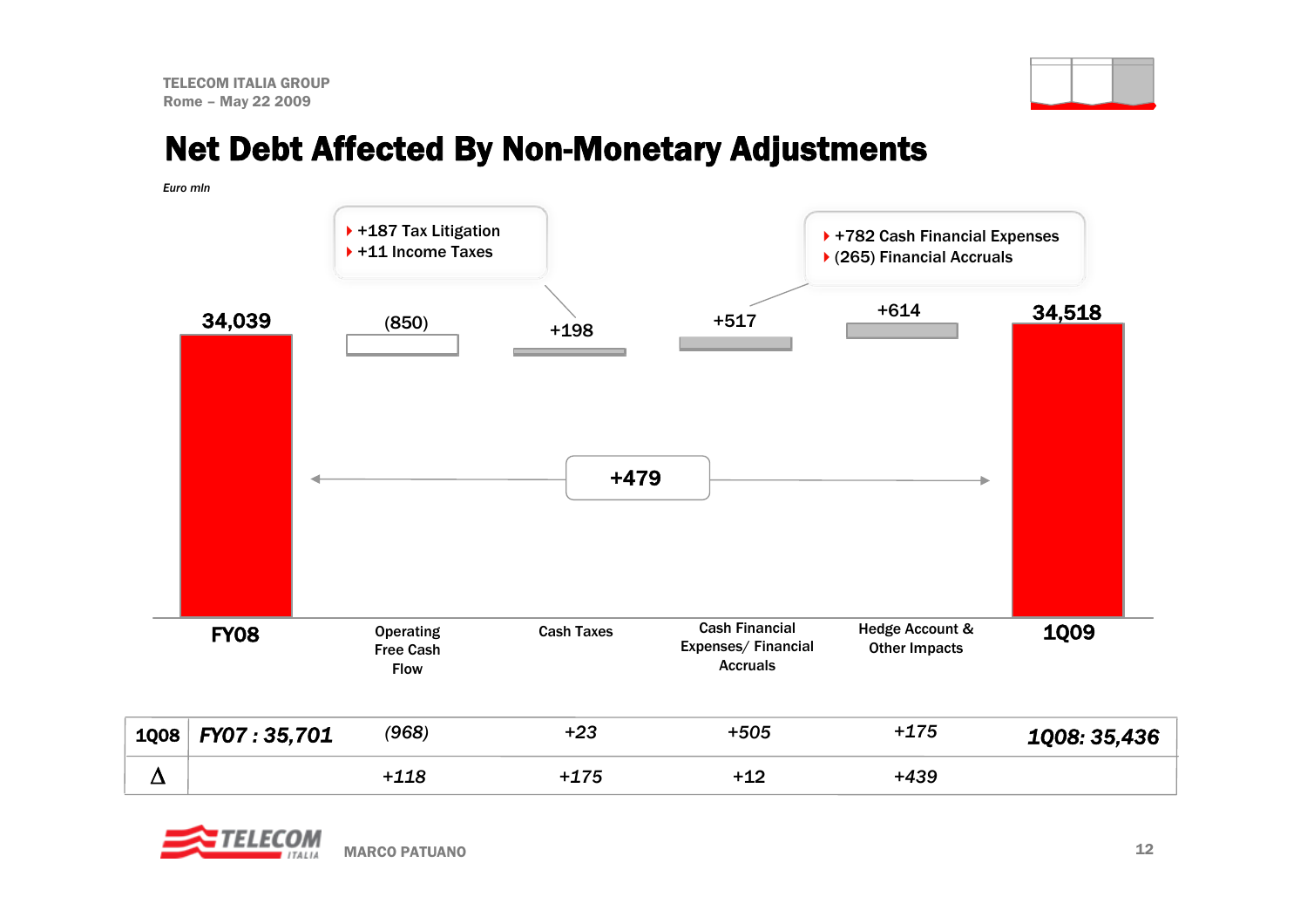# Net Debt Affected By Non-Monetary Adjustments

*Euro mln*

- +187 Tax Litigation
- +11 Income Taxes

- +782 Cash Financial Expenses
- (265) Financial Accruals

| | FY08 | Operating Free Cash Flow | Cash Taxes | Cash Financial Expenses/ Financial Accruals | Hedge Account & Other Impacts | 1Q09 |
|---|---|---|---|---|---|---|
| | 34,039 | (850) | +198 | +517 | +614 | 34,518 |
| 1Q08 | *FY07 : 35,701* | *(968)* | *+23* | *+505* | *+175* | *1Q08: 35,436* |
| Δ | | *+118* | *+175* | *+12* | *+439* | |

+479

MARCO PATUANO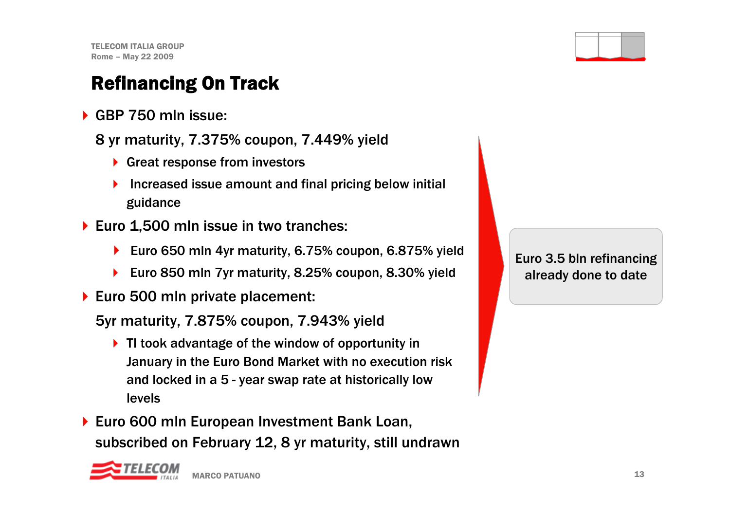# Refinancing On Track

- GBP 750 mln issue:

  8 yr maturity, 7.375% coupon, 7.449% yield

  - Great response from investors
  - Increased issue amount and final pricing below initial guidance
- Euro 1,500 mln issue in two tranches:
  - Euro 650 mln 4yr maturity, 6.75% coupon, 6.875% yield
  - Euro 850 mln 7yr maturity, 8.25% coupon, 8.30% yield
- Euro 500 mln private placement:

  5yr maturity, 7.875% coupon, 7.943% yield

  - TI took advantage of the window of opportunity in January in the Euro Bond Market with no execution risk and locked in a 5 - year swap rate at historically low levels
- Euro 600 mln European Investment Bank Loan, subscribed on February 12, 8 yr maturity, still undrawn

Euro 3.5 bln refinancing already done to date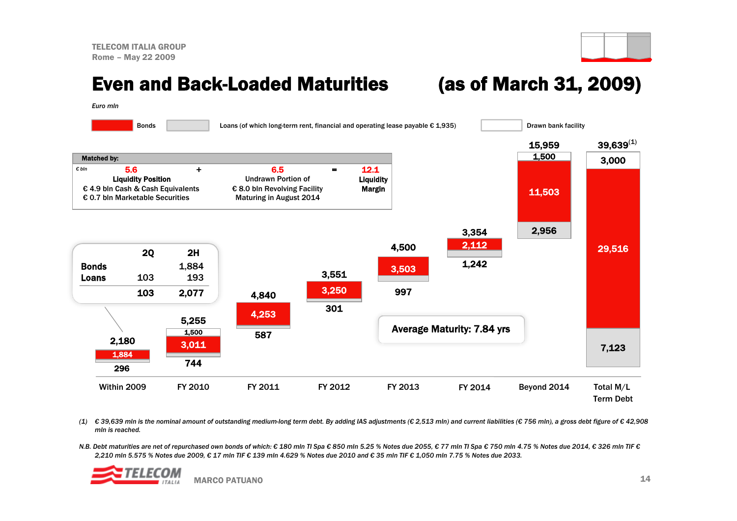# Even and Back-Loaded Maturities (as of March 31, 2009)

*Euro mln*

Legend: Bonds | Loans (of which long-term rent, financial and operating lease payable € 1,935) | Drawn bank facility

**Matched by:** (€ bln)

| 5.6 | + | 6.5 | = | 12.1 |
|---|---|---|---|---|
| **Liquidity Position** | | Undrawn Portion of | | **Liquidity Margin** |
| € 4.9 bln Cash & Cash Equivalents | | € 8.0 bln Revolving Facility | | |
| € 0.7 bln Marketable Securities | | Maturing in August 2014 | | |

| | 2Q | 2H |
|---|---|---|
| **Bonds** | | 1,884 |
| **Loans** | 103 | 193 |
| | 103 | 2,077 |

| | Within 2009 | FY 2010 | FY 2011 | FY 2012 | FY 2013 | FY 2014 | Beyond 2014 | Total M/L Term Debt |
|---|---|---|---|---|---|---|---|---|
| Drawn bank facility | | 1,500 | | | | | 1,500 | 3,000 |
| Bonds | 1,884 | 3,011 | 4,253 | 3,250 | 3,503 | 2,112 | 11,503 | 29,516 |
| Loans | 296 | 744 | 587 | 301 | 997 | 1,242 | 2,956 | 7,123 |
| Total | 2,180 | 5,255 | 4,840 | 3,551 | 4,500 | 3,354 | 15,959 | 39,639[(1)] |

**Average Maturity: 7.84 yrs**

*(1) € 39,639 mln is the nominal amount of outstanding medium-long term debt. By adding IAS adjustments (€ 2,513 mln) and current liabilities (€ 756 mln), a gross debt figure of € 42,908 mln is reached.*

*N.B. Debt maturities are net of repurchased own bonds of which: € 180 mln TI Spa € 850 mln 5.25 % Notes due 2055, € 77 mln TI Spa € 750 mln 4.75 % Notes due 2014, € 326 mln TIF € 2,210 mln 5.575 % Notes due 2009, € 17 mln TIF € 139 mln 4.629 % Notes due 2010 and € 35 mln TIF € 1,050 mln 7.75 % Notes due 2033.*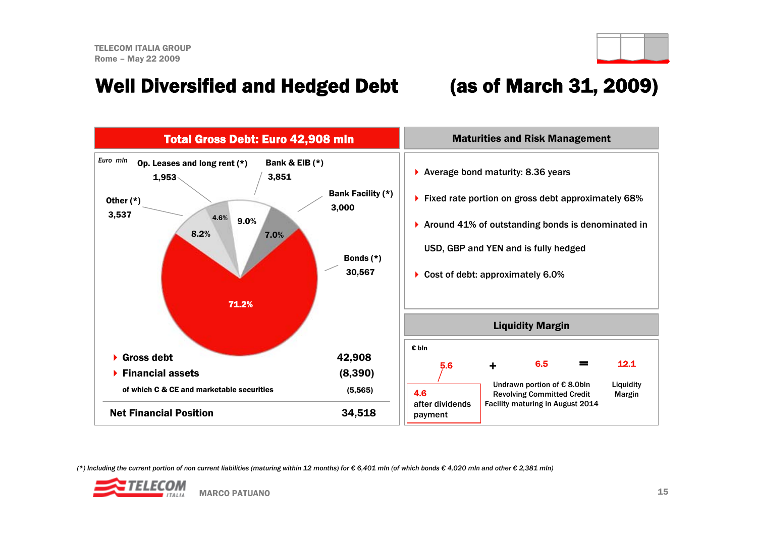# Well Diversified and Hedged Debt (as of March 31, 2009)

## Total Gross Debt: Euro 42,908 mln

Euro mln

| Component | Euro mln | % |
|---|---|---|
| Bonds (*) | 30,567 | 71.2% |
| Bank & EIB (*) | 3,851 | 9.0% |
| Other (*) | 3,537 | 8.2% |
| Bank Facility (*) | 3,000 | 7.0% |
| Op. Leases and long rent (*) | 1,953 | 4.6% |

| | |
|---|---|
| Gross debt | 42,908 |
| Financial assets | (8,390) |
| of which C & CE and marketable securities | (5,565) |
| **Net Financial Position** | **34,518** |

## Maturities and Risk Management

- Average bond maturity: 8.36 years
- Fixed rate portion on gross debt approximately 68%
- Around 41% of outstanding bonds is denominated in USD, GBP and YEN and is fully hedged
- Cost of debt: approximately 6.0%

## Liquidity Margin

€ bln

5.6 (4.6 after dividends payment) + 6.5 (Undrawn portion of € 8.0bln Revolving Committed Credit Facility maturing in August 2014) = 12.1 (Liquidity Margin)

*(\*) Including the current portion of non current liabilities (maturing within 12 months) for € 6,401 mln (of which bonds € 4,020 mln and other € 2,381 mln)*

MARCO PATUANO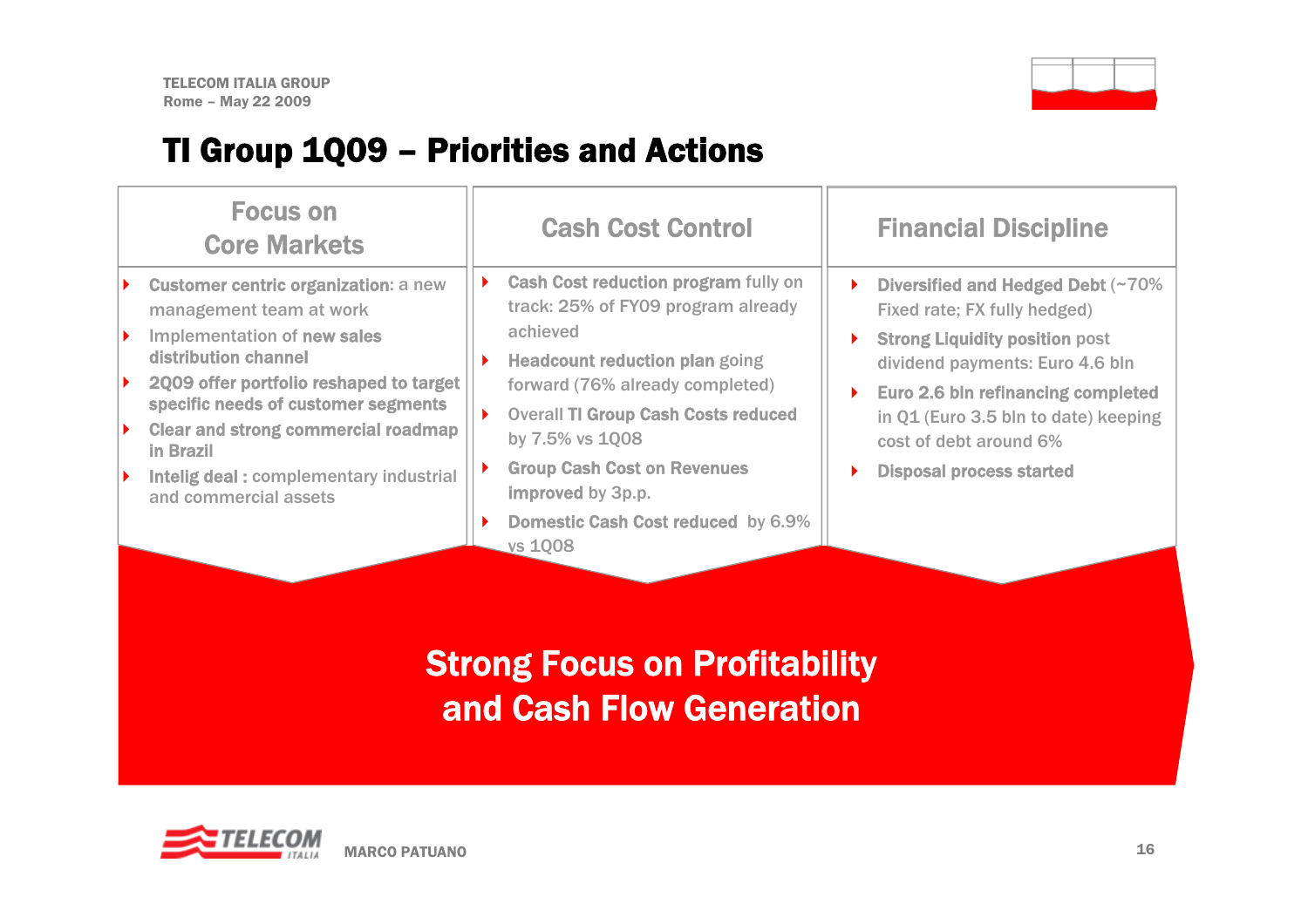# TI Group 1Q09 – Priorities and Actions

## Focus on Core Markets

- **Customer centric organization**: a new management team at work
- Implementation of **new sales distribution channel**
- **2Q09 offer portfolio reshaped to target specific needs of customer segments**
- **Clear and strong commercial roadmap in Brazil**
- **Intelig deal** : complementary industrial and commercial assets

## Cash Cost Control

- **Cash Cost reduction program** fully on track: 25% of FY09 program already achieved
- **Headcount reduction plan** going forward (76% already completed)
- Overall **TI Group Cash Costs reduced** by 7.5% vs 1Q08
- **Group Cash Cost on Revenues improved** by 3p.p.
- **Domestic Cash Cost reduced** by 6.9% vs 1Q08

## Financial Discipline

- **Diversified and Hedged Debt** (~70% Fixed rate; FX fully hedged)
- **Strong Liquidity position** post dividend payments: Euro 4.6 bln
- **Euro 2.6 bln refinancing completed** in Q1 (Euro 3.5 bln to date) keeping cost of debt around 6%
- **Disposal process started**

**Strong Focus on Profitability and Cash Flow Generation**

MARCO PATUANO